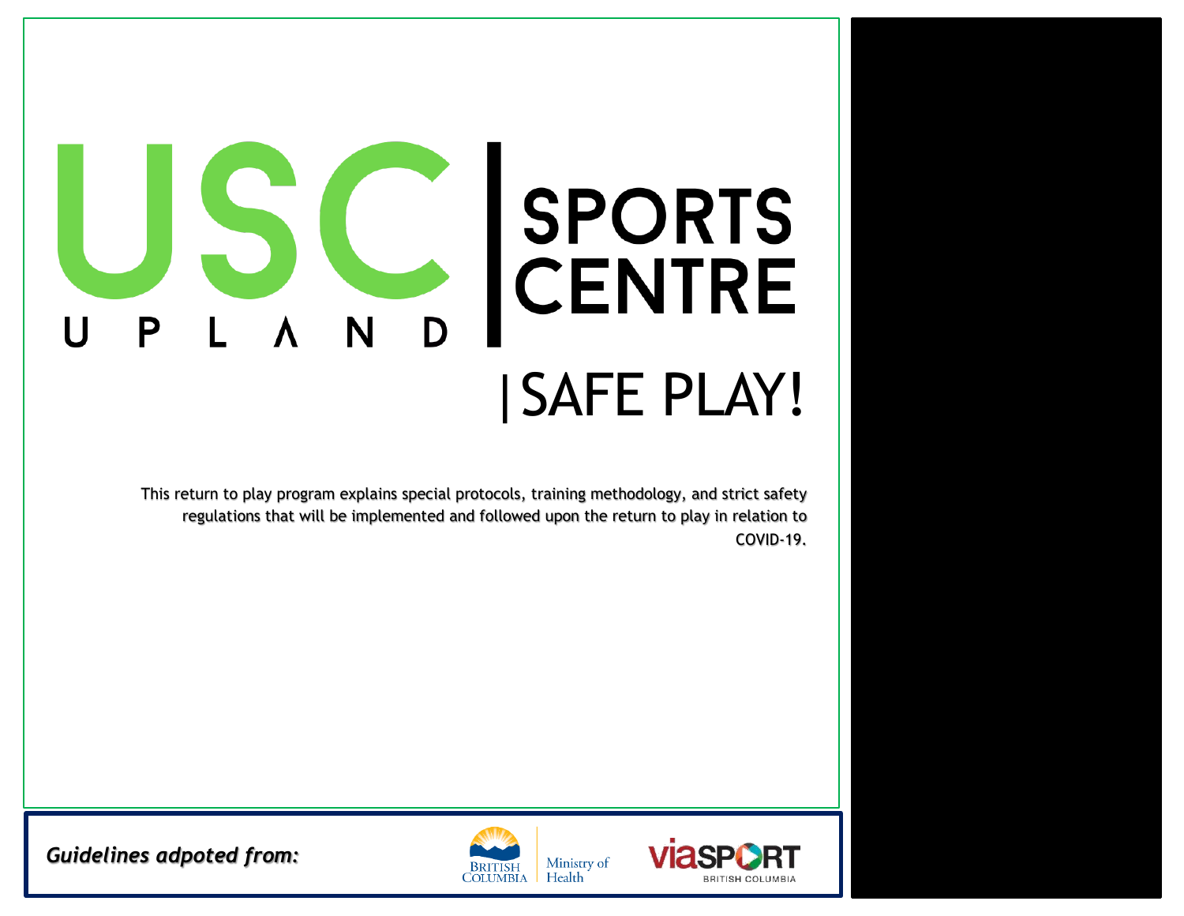# USC UPLAND | SPORTS CENTRE

## | SAFE PLAY!

This return to play program explains special protocols, training methodology, and strict safety regulations that will be implemented and followed upon the return to play in relation to COVID-19.

***Guidelines adpoted from:***

British Columbia Ministry of Health

viaSPORT British Columbia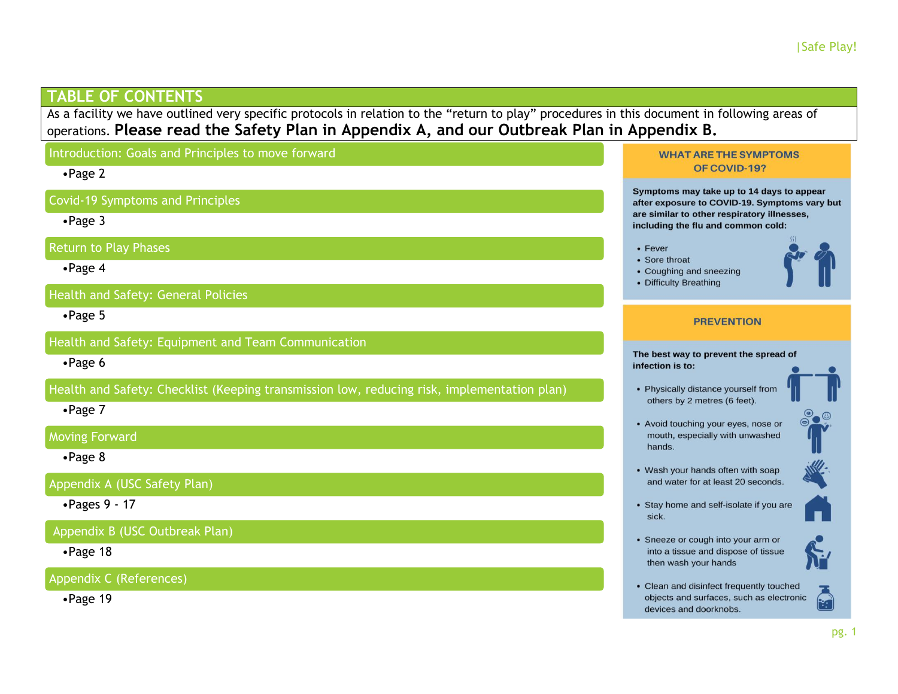# TABLE OF CONTENTS

As a facility we have outlined very specific protocols in relation to the "return to play" procedures in this document in following areas of operations. **Please read the Safety Plan in Appendix A, and our Outbreak Plan in Appendix B.**

## Introduction: Goals and Principles to move forward

- Page 2

## Covid-19 Symptoms and Principles

- Page 3

## Return to Play Phases

- Page 4

## Health and Safety: General Policies

- Page 5

## Health and Safety: Equipment and Team Communication

- Page 6

## Health and Safety: Checklist (Keeping transmission low, reducing risk, implementation plan)

- Page 7

## Moving Forward

- Page 8

## Appendix A (USC Safety Plan)

- Pages 9 - 17

## Appendix B (USC Outbreak Plan)

- Page 18

## Appendix C (References)

- Page 19

### WHAT ARE THE SYMPTOMS OF COVID-19?

**Symptoms may take up to 14 days to appear after exposure to COVID-19. Symptoms vary but are similar to other respiratory illnesses, including the flu and common cold:**

- Fever
- Sore throat
- Coughing and sneezing
- Difficulty Breathing

### PREVENTION

**The best way to prevent the spread of infection is to:**

- Physically distance yourself from others by 2 metres (6 feet).
- Avoid touching your eyes, nose or mouth, especially with unwashed hands.
- Wash your hands often with soap and water for at least 20 seconds.
- Stay home and self-isolate if you are sick.
- Sneeze or cough into your arm or into a tissue and dispose of tissue then wash your hands
- Clean and disinfect frequently touched objects and surfaces, such as electronic devices and doorknobs.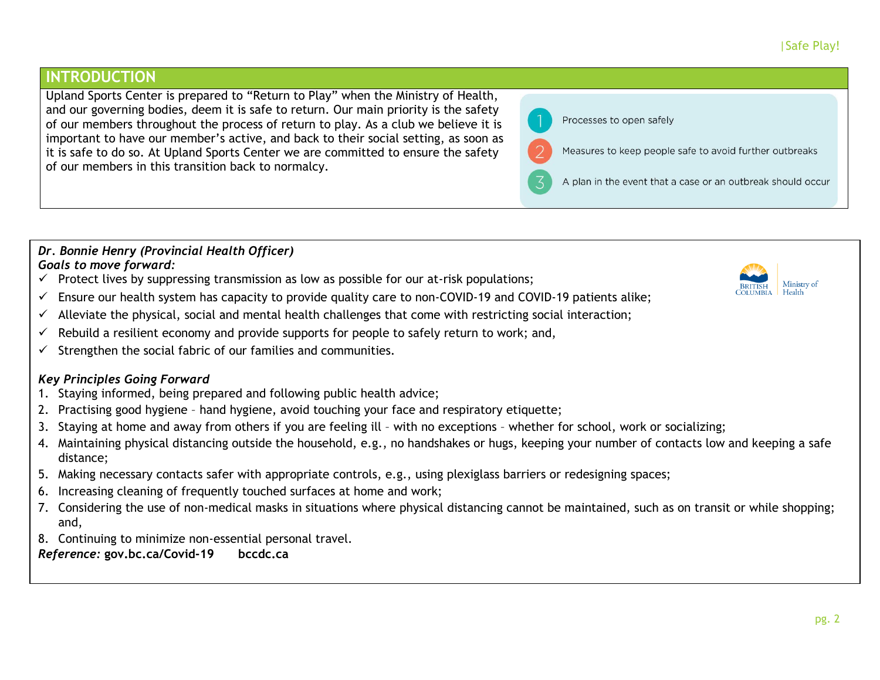## INTRODUCTION

Upland Sports Center is prepared to "Return to Play" when the Ministry of Health, and our governing bodies, deem it is safe to return. Our main priority is the safety of our members throughout the process of return to play. As a club we believe it is important to have our member's active, and back to their social setting, as soon as it is safe to do so. At Upland Sports Center we are committed to ensure the safety of our members in this transition back to normalcy.

1. Processes to open safely
2. Measures to keep people safe to avoid further outbreaks
3. A plan in the event that a case or an outbreak should occur

***Dr. Bonnie Henry (Provincial Health Officer)***
***Goals to move forward:***

- ✓ Protect lives by suppressing transmission as low as possible for our at-risk populations;
- ✓ Ensure our health system has capacity to provide quality care to non-COVID-19 and COVID-19 patients alike;
- ✓ Alleviate the physical, social and mental health challenges that come with restricting social interaction;
- ✓ Rebuild a resilient economy and provide supports for people to safely return to work; and,
- ✓ Strengthen the social fabric of our families and communities.

BRITISH COLUMBIA | Ministry of Health

***Key Principles Going Forward***

1. Staying informed, being prepared and following public health advice;
2. Practising good hygiene – hand hygiene, avoid touching your face and respiratory etiquette;
3. Staying at home and away from others if you are feeling ill – with no exceptions – whether for school, work or socializing;
4. Maintaining physical distancing outside the household, e.g., no handshakes or hugs, keeping your number of contacts low and keeping a safe distance;
5. Making necessary contacts safer with appropriate controls, e.g., using plexiglass barriers or redesigning spaces;
6. Increasing cleaning of frequently touched surfaces at home and work;
7. Considering the use of non-medical masks in situations where physical distancing cannot be maintained, such as on transit or while shopping; and,
8. Continuing to minimize non-essential personal travel.

*Reference:* **gov.bc.ca/Covid-19** **bccdc.ca**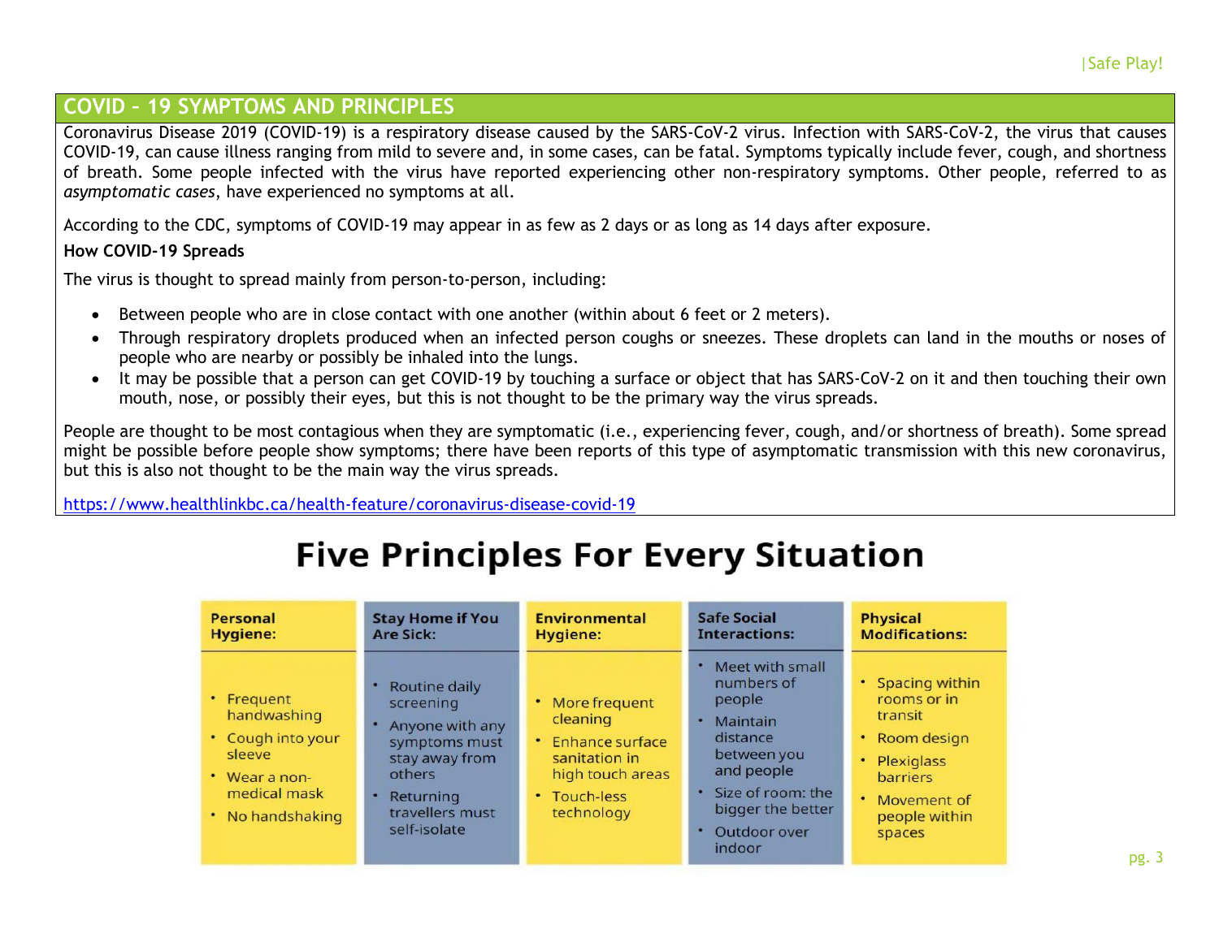## COVID – 19 SYMPTOMS AND PRINCIPLES

Coronavirus Disease 2019 (COVID-19) is a respiratory disease caused by the SARS-CoV-2 virus. Infection with SARS-CoV-2, the virus that causes COVID-19, can cause illness ranging from mild to severe and, in some cases, can be fatal. Symptoms typically include fever, cough, and shortness of breath. Some people infected with the virus have reported experiencing other non-respiratory symptoms. Other people, referred to as *asymptomatic cases*, have experienced no symptoms at all.

According to the CDC, symptoms of COVID-19 may appear in as few as 2 days or as long as 14 days after exposure.

**How COVID-19 Spreads**

The virus is thought to spread mainly from person-to-person, including:

- Between people who are in close contact with one another (within about 6 feet or 2 meters).
- Through respiratory droplets produced when an infected person coughs or sneezes. These droplets can land in the mouths or noses of people who are nearby or possibly be inhaled into the lungs.
- It may be possible that a person can get COVID-19 by touching a surface or object that has SARS-CoV-2 on it and then touching their own mouth, nose, or possibly their eyes, but this is not thought to be the primary way the virus spreads.

People are thought to be most contagious when they are symptomatic (i.e., experiencing fever, cough, and/or shortness of breath). Some spread might be possible before people show symptoms; there have been reports of this type of asymptomatic transmission with this new coronavirus, but this is also not thought to be the main way the virus spreads.

https://www.healthlinkbc.ca/health-feature/coronavirus-disease-covid-19

## Five Principles For Every Situation

| Personal Hygiene: | Stay Home if You Are Sick: | Environmental Hygiene: | Safe Social Interactions: | Physical Modifications: |
|---|---|---|---|---|
| • Frequent handwashing<br>• Cough into your sleeve<br>• Wear a non-medical mask<br>• No handshaking | • Routine daily screening<br>• Anyone with any symptoms must stay away from others<br>• Returning travellers must self-isolate | • More frequent cleaning<br>• Enhance surface sanitation in high touch areas<br>• Touch-less technology | • Meet with small numbers of people<br>• Maintain distance between you and people<br>• Size of room: the bigger the better<br>• Outdoor over indoor | • Spacing within rooms or in transit<br>• Room design<br>• Plexiglass barriers<br>• Movement of people within spaces |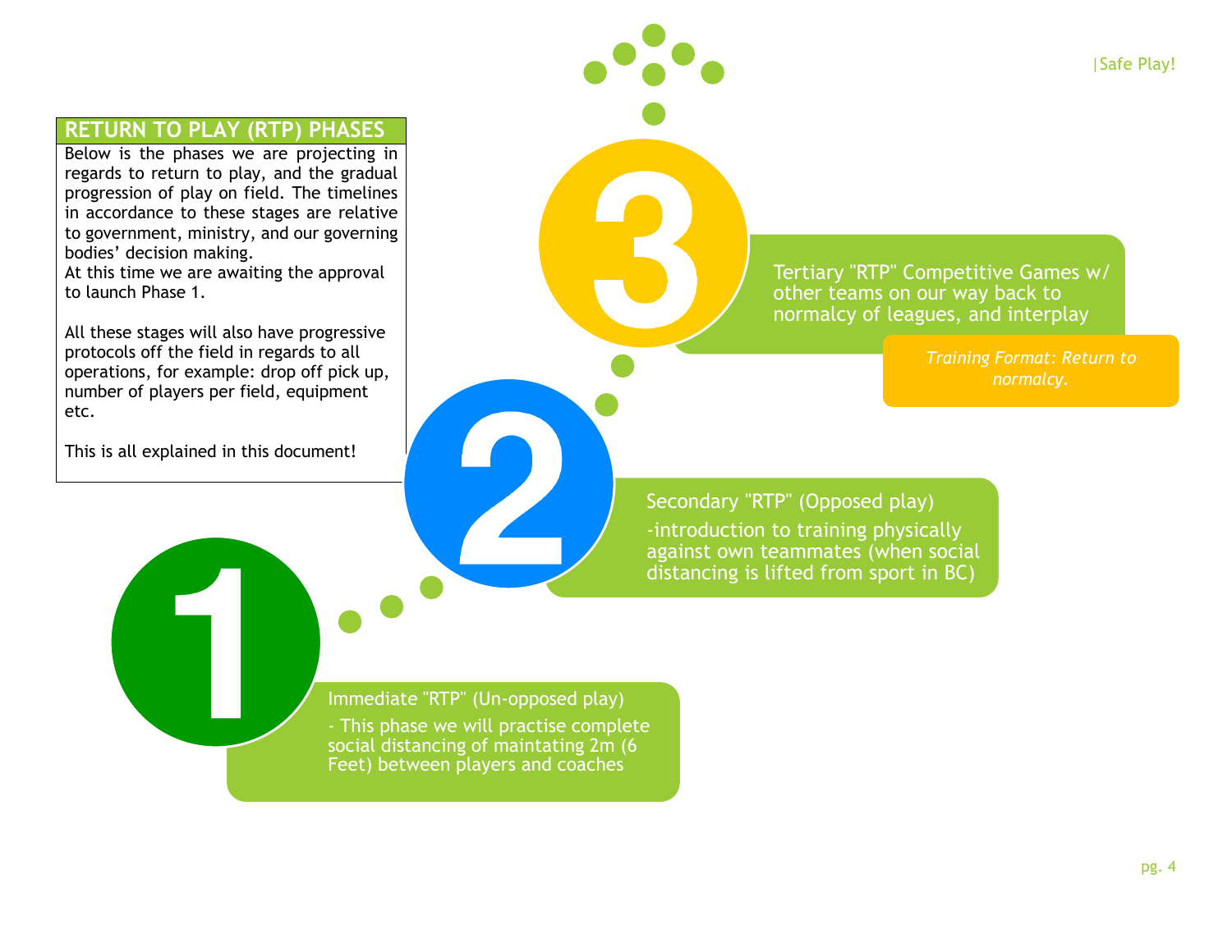## RETURN TO PLAY (RTP) PHASES

Below is the phases we are projecting in regards to return to play, and the gradual progression of play on field. The timelines in accordance to these stages are relative to government, ministry, and our governing bodies' decision making.
At this time we are awaiting the approval to launch Phase 1.

All these stages will also have progressive protocols off the field in regards to all operations, for example: drop off pick up, number of players per field, equipment etc.

This is all explained in this document!

### 1

Immediate "RTP" (Un-opposed play)

- This phase we will practise complete social distancing of maintating 2m (6 Feet) between players and coaches

### 2

Secondary "RTP" (Opposed play)

-introduction to training physically against own teammates (when social distancing is lifted from sport in BC)

### 3

Tertiary "RTP" Competitive Games w/ other teams on our way back to normalcy of leagues, and interplay

*Training Format: Return to normalcy.*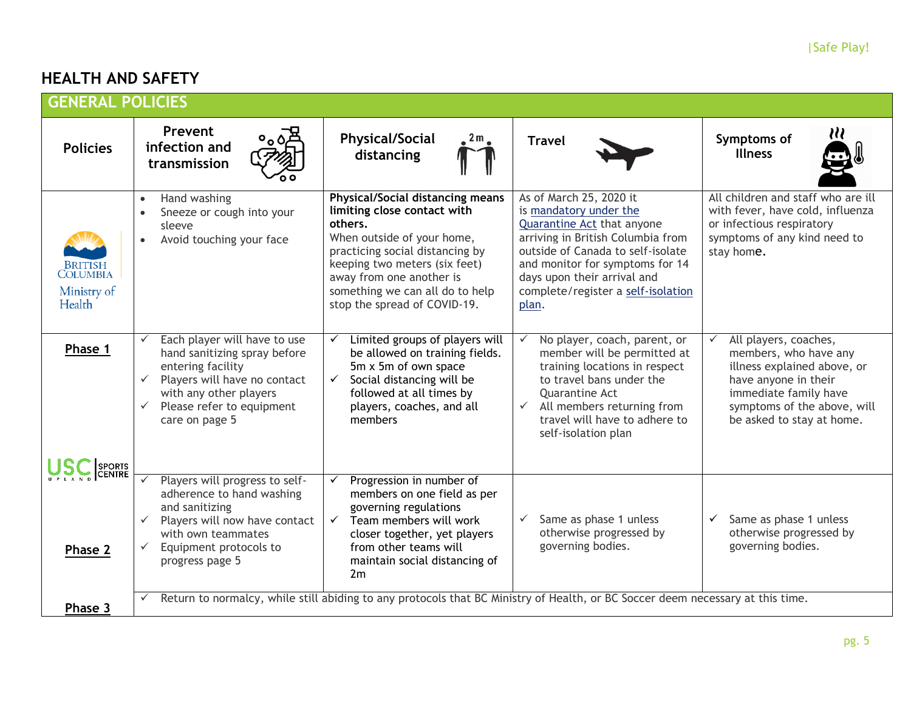# HEALTH AND SAFETY

## GENERAL POLICIES

| Policies | Prevent infection and transmission | Physical/Social distancing | Travel | Symptoms of Illness |
|---|---|---|---|---|
| BRITISH COLUMBIA Ministry of Health | • Hand washing<br>• Sneeze or cough into your sleeve<br>• Avoid touching your face | **Physical/Social distancing means limiting close contact with others.** When outside of your home, practicing social distancing by keeping two meters (six feet) away from one another is something we can all do to help stop the spread of COVID-19. | As of March 25, 2020 it is mandatory under the Quarantine Act that anyone arriving in British Columbia from outside of Canada to self-isolate and monitor for symptoms for 14 days upon their arrival and complete/register a self-isolation plan. | All children and staff who are ill with fever, have cold, influenza or infectious respiratory symptoms of any kind need to stay home. |
| **Phase 1** | ✓ Each player will have to use hand sanitizing spray before entering facility<br>✓ Players will have no contact with any other players<br>✓ Please refer to equipment care on page 5 | ✓ Limited groups of players will be allowed on training fields. 5m x 5m of own space<br>✓ Social distancing will be followed at all times by players, coaches, and all members | ✓ No player, coach, parent, or member will be permitted at training locations in respect to travel bans under the Quarantine Act<br>✓ All members returning from travel will have to adhere to self-isolation plan | ✓ All players, coaches, members, who have any illness explained above, or have anyone in their immediate family have symptoms of the above, will be asked to stay at home. |
| USC UPLAND SPORTS CENTRE<br>**Phase 2** | ✓ Players will progress to self-adherence to hand washing and sanitizing<br>✓ Players will now have contact with own teammates<br>✓ Equipment protocols to progress page 5 | ✓ Progression in number of members on one field as per governing regulations<br>✓ Team members will work closer together, yet players from other teams will maintain social distancing of 2m | ✓ Same as phase 1 unless otherwise progressed by governing bodies. | ✓ Same as phase 1 unless otherwise progressed by governing bodies. |
| **Phase 3** | ✓ Return to normalcy, while still abiding to any protocols that BC Ministry of Health, or BC Soccer deem necessary at this time. | | | |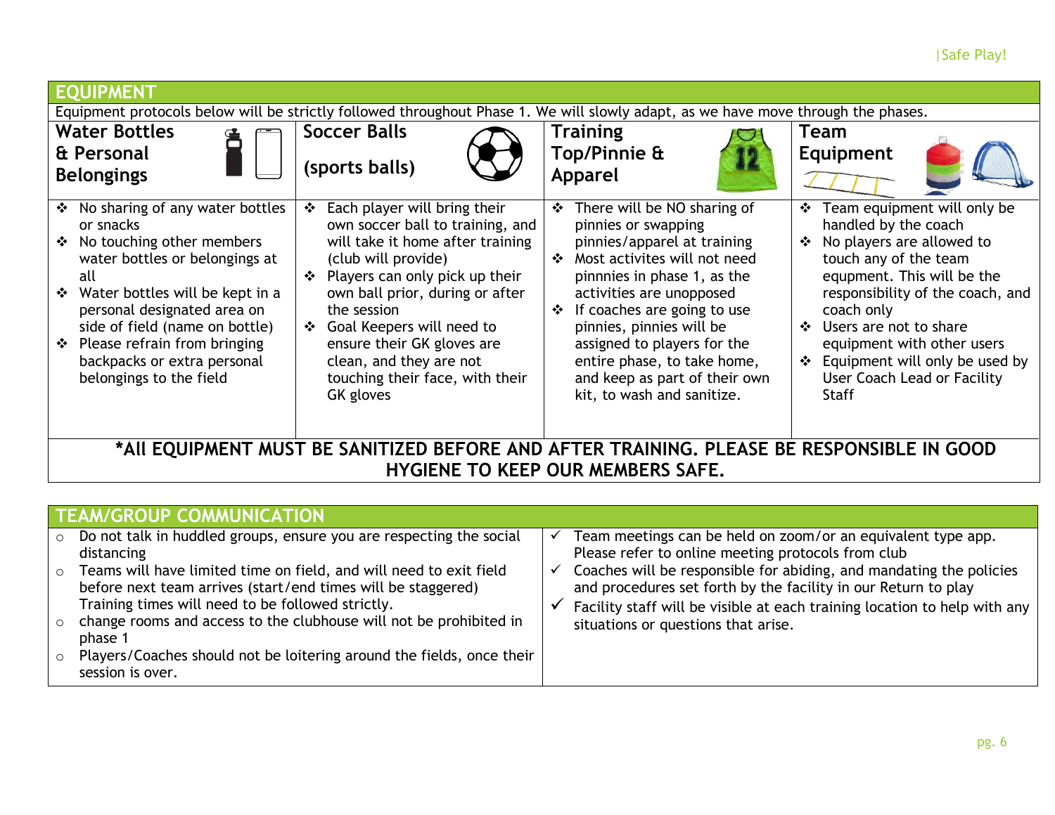## EQUIPMENT

Equipment protocols below will be strictly followed throughout Phase 1. We will slowly adapt, as we have move through the phases.

| Water Bottles & Personal Belongings | Soccer Balls (sports balls) | Training Top/Pinnie & Apparel | Team Equipment |
|---|---|---|---|
| ❖ No sharing of any water bottles or snacks<br>❖ No touching other members water bottles or belongings at all<br>❖ Water bottles will be kept in a personal designated area on side of field (name on bottle)<br>❖ Please refrain from bringing backpacks or extra personal belongings to the field | ❖ Each player will bring their own soccer ball to training, and will take it home after training (club will provide)<br>❖ Players can only pick up their own ball prior, during or after the session<br>❖ Goal Keepers will need to ensure their GK gloves are clean, and they are not touching their face, with their GK gloves | ❖ There will be NO sharing of pinnies or swapping pinnies/apparel at training<br>❖ Most activites will not need pinnnies in phase 1, as the activities are unopposed<br>❖ If coaches are going to use pinnies, pinnies will be assigned to players for the entire phase, to take home, and keep as part of their own kit, to wash and sanitize. | ❖ Team equipment will only be handled by the coach<br>❖ No players are allowed to touch any of the team equpment. This will be the responsibility of the coach, and coach only<br>❖ Users are not to share equipment with other users<br>❖ Equipment will only be used by User Coach Lead or Facility Staff |

**\*All EQUIPMENT MUST BE SANITIZED BEFORE AND AFTER TRAINING. PLEASE BE RESPONSIBLE IN GOOD HYGIENE TO KEEP OUR MEMBERS SAFE.**

## TEAM/GROUP COMMUNICATION

- Do not talk in huddled groups, ensure you are respecting the social distancing
- Teams will have limited time on field, and will need to exit field before next team arrives (start/end times will be staggered) Training times will need to be followed strictly.
- change rooms and access to the clubhouse will not be prohibited in phase 1
- Players/Coaches should not be loitering around the fields, once their session is over.

- ✓ Team meetings can be held on zoom/or an equivalent type app. Please refer to online meeting protocols from club
- ✓ Coaches will be responsible for abiding, and mandating the policies and procedures set forth by the facility in our Return to play
- ✓ Facility staff will be visible at each training location to help with any situations or questions that arise.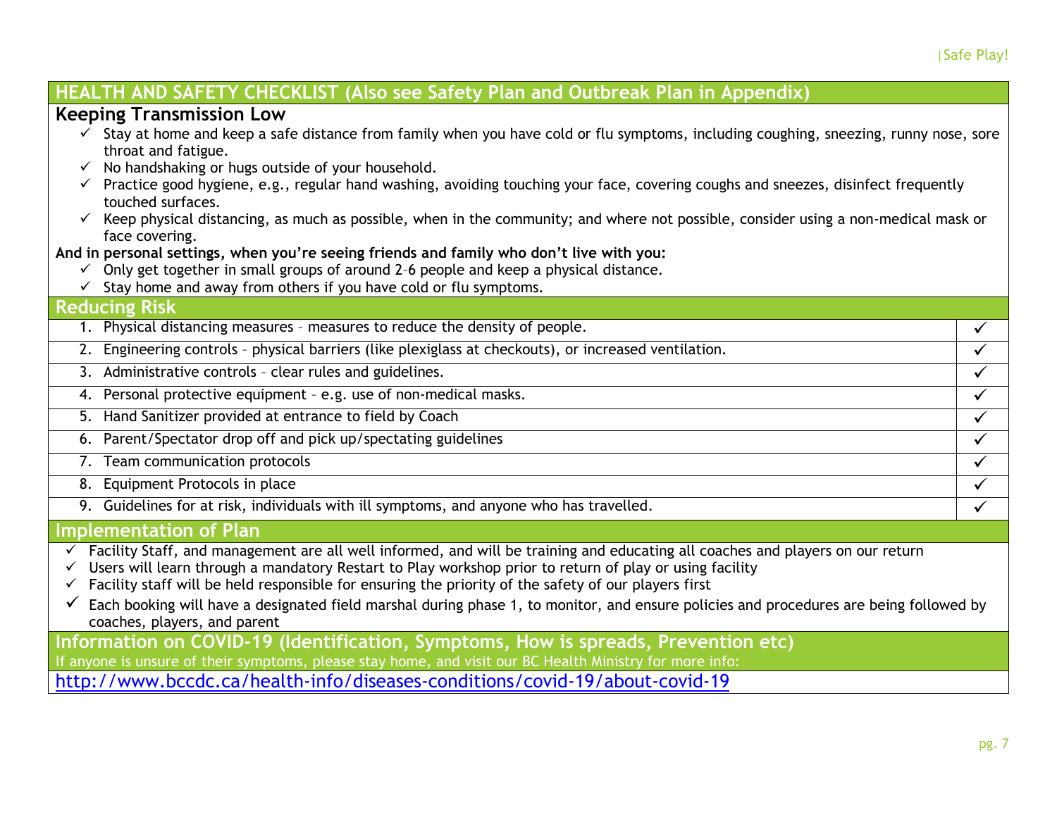## HEALTH AND SAFETY CHECKLIST (Also see Safety Plan and Outbreak Plan in Appendix)

### Keeping Transmission Low

- ✓ Stay at home and keep a safe distance from family when you have cold or flu symptoms, including coughing, sneezing, runny nose, sore throat and fatigue.
- ✓ No handshaking or hugs outside of your household.
- ✓ Practice good hygiene, e.g., regular hand washing, avoiding touching your face, covering coughs and sneezes, disinfect frequently touched surfaces.
- ✓ Keep physical distancing, as much as possible, when in the community; and where not possible, consider using a non-medical mask or face covering.

**And in personal settings, when you're seeing friends and family who don't live with you:**

- ✓ Only get together in small groups of around 2–6 people and keep a physical distance.
- ✓ Stay home and away from others if you have cold or flu symptoms.

### Reducing Risk

| | |
|---|---|
| 1. Physical distancing measures – measures to reduce the density of people. | ✓ |
| 2. Engineering controls – physical barriers (like plexiglass at checkouts), or increased ventilation. | ✓ |
| 3. Administrative controls – clear rules and guidelines. | ✓ |
| 4. Personal protective equipment – e.g. use of non-medical masks. | ✓ |
| 5. Hand Sanitizer provided at entrance to field by Coach | ✓ |
| 6. Parent/Spectator drop off and pick up/spectating guidelines | ✓ |
| 7. Team communication protocols | ✓ |
| 8. Equipment Protocols in place | ✓ |
| 9. Guidelines for at risk, individuals with ill symptoms, and anyone who has travelled. | ✓ |

### Implementation of Plan

- ✓ Facility Staff, and management are all well informed, and will be training and educating all coaches and players on our return
- ✓ Users will learn through a mandatory Restart to Play workshop prior to return of play or using facility
- ✓ Facility staff will be held responsible for ensuring the priority of the safety of our players first
- ✓ Each booking will have a designated field marshal during phase 1, to monitor, and ensure policies and procedures are being followed by coaches, players, and parent

### Information on COVID-19 (Identification, Symptoms, How is spreads, Prevention etc)

If anyone is unsure of their symptoms, please stay home, and visit our BC Health Ministry for more info:

http://www.bccdc.ca/health-info/diseases-conditions/covid-19/about-covid-19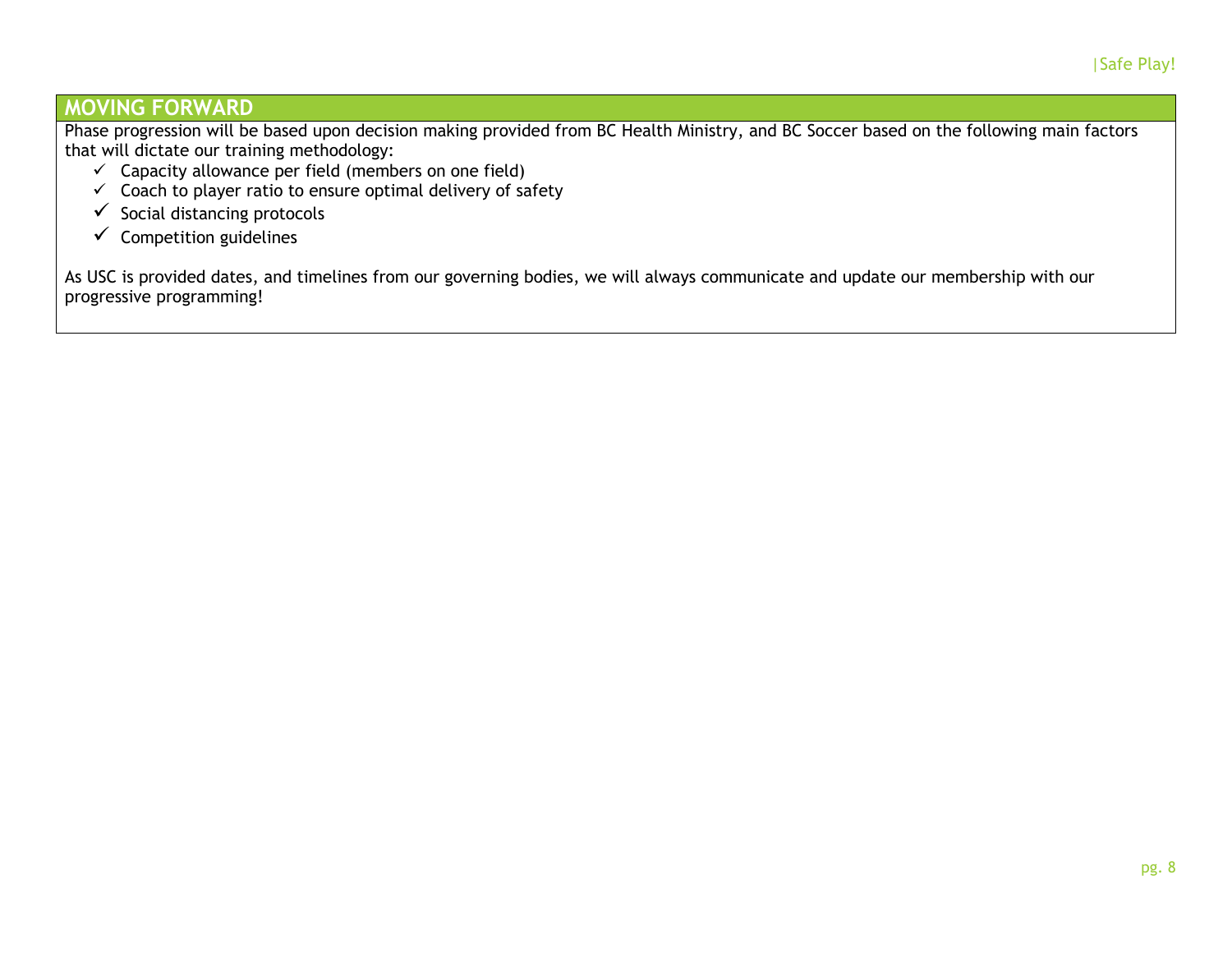## MOVING FORWARD

Phase progression will be based upon decision making provided from BC Health Ministry, and BC Soccer based on the following main factors that will dictate our training methodology:

- ✓ Capacity allowance per field (members on one field)
- ✓ Coach to player ratio to ensure optimal delivery of safety
- ✓ Social distancing protocols
- ✓ Competition guidelines

As USC is provided dates, and timelines from our governing bodies, we will always communicate and update our membership with our progressive programming!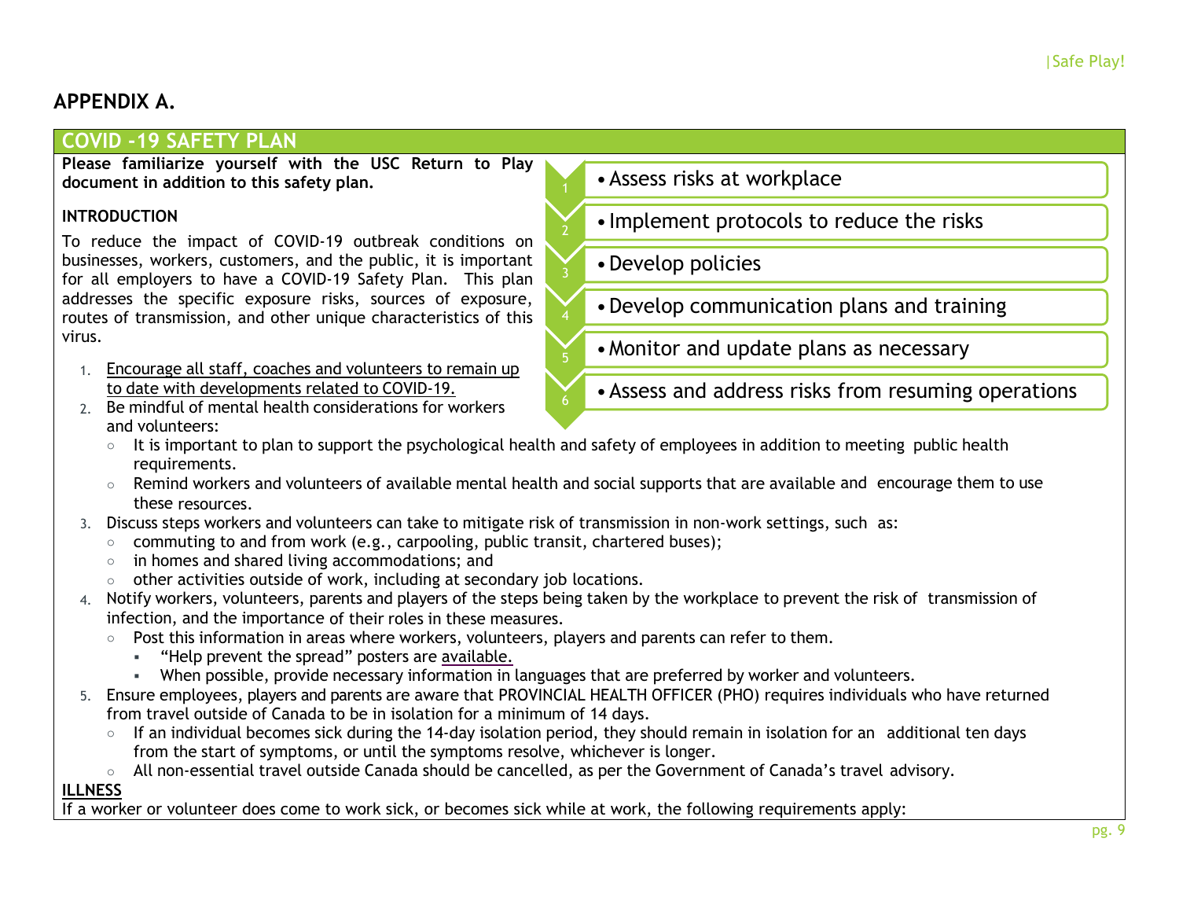## APPENDIX A.

## COVID -19 SAFETY PLAN

**Please familiarize yourself with the USC Return to Play document in addition to this safety plan.**

1. Assess risks at workplace
2. Implement protocols to reduce the risks
3. Develop policies
4. Develop communication plans and training
5. Monitor and update plans as necessary
6. Assess and address risks from resuming operations

**INTRODUCTION**

To reduce the impact of COVID-19 outbreak conditions on businesses, workers, customers, and the public, it is important for all employers to have a COVID-19 Safety Plan. This plan addresses the specific exposure risks, sources of exposure, routes of transmission, and other unique characteristics of this virus.

1. Encourage all staff, coaches and volunteers to remain up to date with developments related to COVID-19.
2. Be mindful of mental health considerations for workers and volunteers:
   - It is important to plan to support the psychological health and safety of employees in addition to meeting public health requirements.
   - Remind workers and volunteers of available mental health and social supports that are available and encourage them to use these resources.
3. Discuss steps workers and volunteers can take to mitigate risk of transmission in non-work settings, such as:
   - commuting to and from work (e.g., carpooling, public transit, chartered buses);
   - in homes and shared living accommodations; and
   - other activities outside of work, including at secondary job locations.
4. Notify workers, volunteers, parents and players of the steps being taken by the workplace to prevent the risk of transmission of infection, and the importance of their roles in these measures.
   - Post this information in areas where workers, volunteers, players and parents can refer to them.
     - "Help prevent the spread" posters are available.
     - When possible, provide necessary information in languages that are preferred by worker and volunteers.
5. Ensure employees, players and parents are aware that PROVINCIAL HEALTH OFFICER (PHO) requires individuals who have returned from travel outside of Canada to be in isolation for a minimum of 14 days.
   - If an individual becomes sick during the 14-day isolation period, they should remain in isolation for an additional ten days from the start of symptoms, or until the symptoms resolve, whichever is longer.
   - All non-essential travel outside Canada should be cancelled, as per the Government of Canada's travel advisory.

**ILLNESS**

If a worker or volunteer does come to work sick, or becomes sick while at work, the following requirements apply: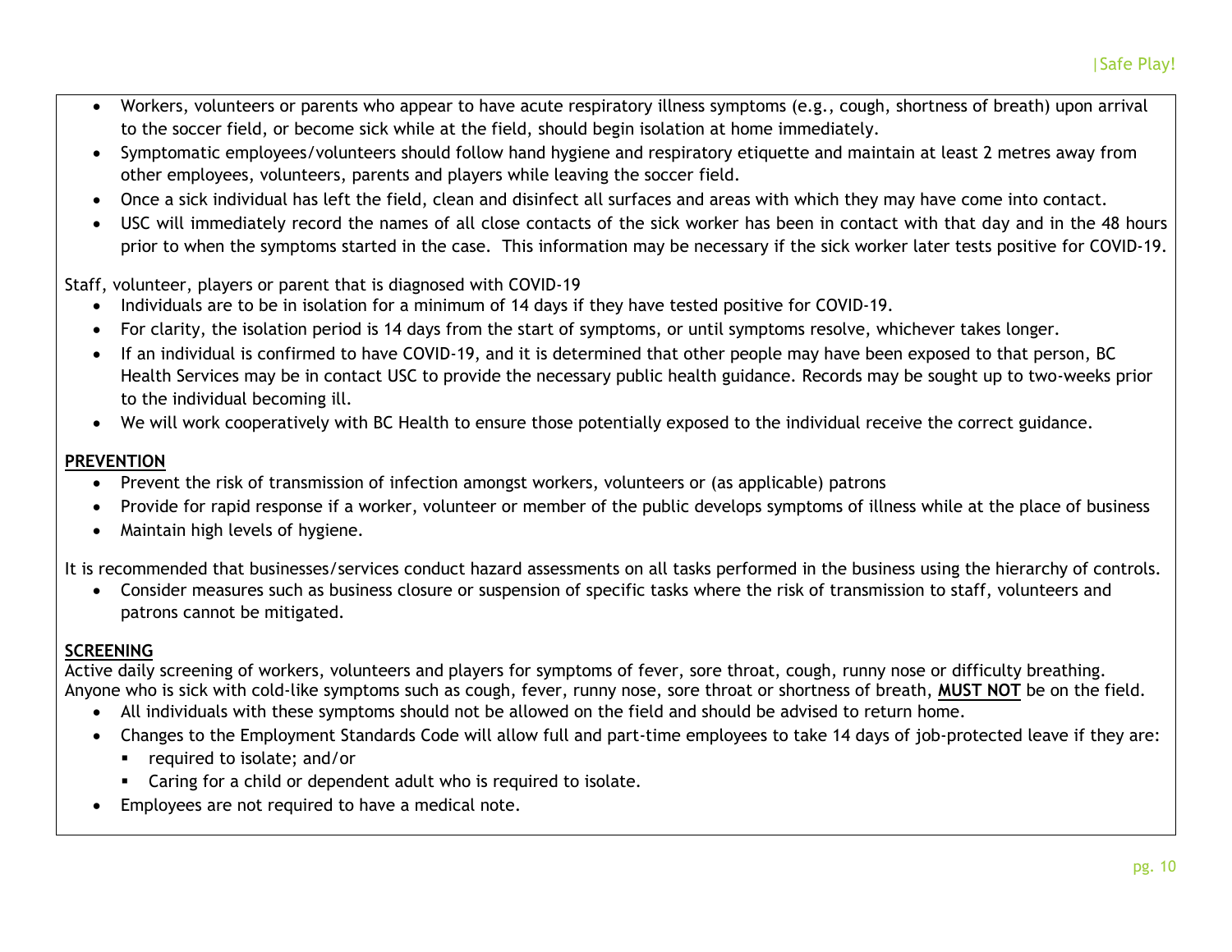- Workers, volunteers or parents who appear to have acute respiratory illness symptoms (e.g., cough, shortness of breath) upon arrival to the soccer field, or become sick while at the field, should begin isolation at home immediately.
- Symptomatic employees/volunteers should follow hand hygiene and respiratory etiquette and maintain at least 2 metres away from other employees, volunteers, parents and players while leaving the soccer field.
- Once a sick individual has left the field, clean and disinfect all surfaces and areas with which they may have come into contact.
- USC will immediately record the names of all close contacts of the sick worker has been in contact with that day and in the 48 hours prior to when the symptoms started in the case. This information may be necessary if the sick worker later tests positive for COVID-19.

Staff, volunteer, players or parent that is diagnosed with COVID-19

- Individuals are to be in isolation for a minimum of 14 days if they have tested positive for COVID-19.
- For clarity, the isolation period is 14 days from the start of symptoms, or until symptoms resolve, whichever takes longer.
- If an individual is confirmed to have COVID-19, and it is determined that other people may have been exposed to that person, BC Health Services may be in contact USC to provide the necessary public health guidance. Records may be sought up to two-weeks prior to the individual becoming ill.
- We will work cooperatively with BC Health to ensure those potentially exposed to the individual receive the correct guidance.

**PREVENTION**

- Prevent the risk of transmission of infection amongst workers, volunteers or (as applicable) patrons
- Provide for rapid response if a worker, volunteer or member of the public develops symptoms of illness while at the place of business
- Maintain high levels of hygiene.

It is recommended that businesses/services conduct hazard assessments on all tasks performed in the business using the hierarchy of controls.

- Consider measures such as business closure or suspension of specific tasks where the risk of transmission to staff, volunteers and patrons cannot be mitigated.

**SCREENING**

Active daily screening of workers, volunteers and players for symptoms of fever, sore throat, cough, runny nose or difficulty breathing. Anyone who is sick with cold-like symptoms such as cough, fever, runny nose, sore throat or shortness of breath, **MUST NOT** be on the field.

- All individuals with these symptoms should not be allowed on the field and should be advised to return home.
- Changes to the Employment Standards Code will allow full and part-time employees to take 14 days of job-protected leave if they are:
  - required to isolate; and/or
  - Caring for a child or dependent adult who is required to isolate.
- Employees are not required to have a medical note.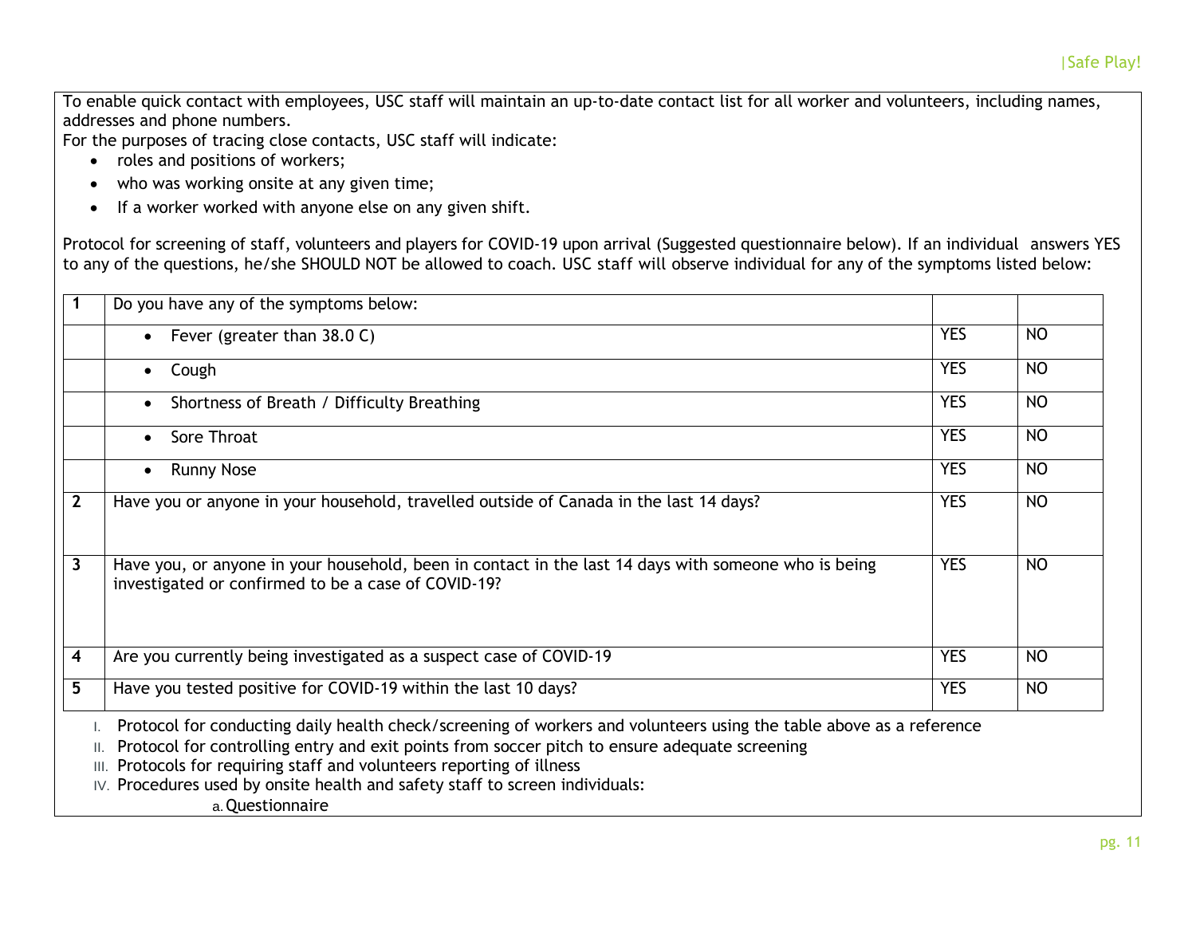To enable quick contact with employees, USC staff will maintain an up-to-date contact list for all worker and volunteers, including names, addresses and phone numbers.
For the purposes of tracing close contacts, USC staff will indicate:

- roles and positions of workers;
- who was working onsite at any given time;
- If a worker worked with anyone else on any given shift.

Protocol for screening of staff, volunteers and players for COVID-19 upon arrival (Suggested questionnaire below). If an individual answers YES to any of the questions, he/she SHOULD NOT be allowed to coach. USC staff will observe individual for any of the symptoms listed below:

| | | | |
|---|---|---|---|
| **1** | Do you have any of the symptoms below: | | |
| | • Fever (greater than 38.0 C) | YES | NO |
| | • Cough | YES | NO |
| | • Shortness of Breath / Difficulty Breathing | YES | NO |
| | • Sore Throat | YES | NO |
| | • Runny Nose | YES | NO |
| **2** | Have you or anyone in your household, travelled outside of Canada in the last 14 days? | YES | NO |
| **3** | Have you, or anyone in your household, been in contact in the last 14 days with someone who is being investigated or confirmed to be a case of COVID-19? | YES | NO |
| **4** | Are you currently being investigated as a suspect case of COVID-19 | YES | NO |
| **5** | Have you tested positive for COVID-19 within the last 10 days? | YES | NO |

I. Protocol for conducting daily health check/screening of workers and volunteers using the table above as a reference
II. Protocol for controlling entry and exit points from soccer pitch to ensure adequate screening
III. Protocols for requiring staff and volunteers reporting of illness
IV. Procedures used by onsite health and safety staff to screen individuals:
    a. Questionnaire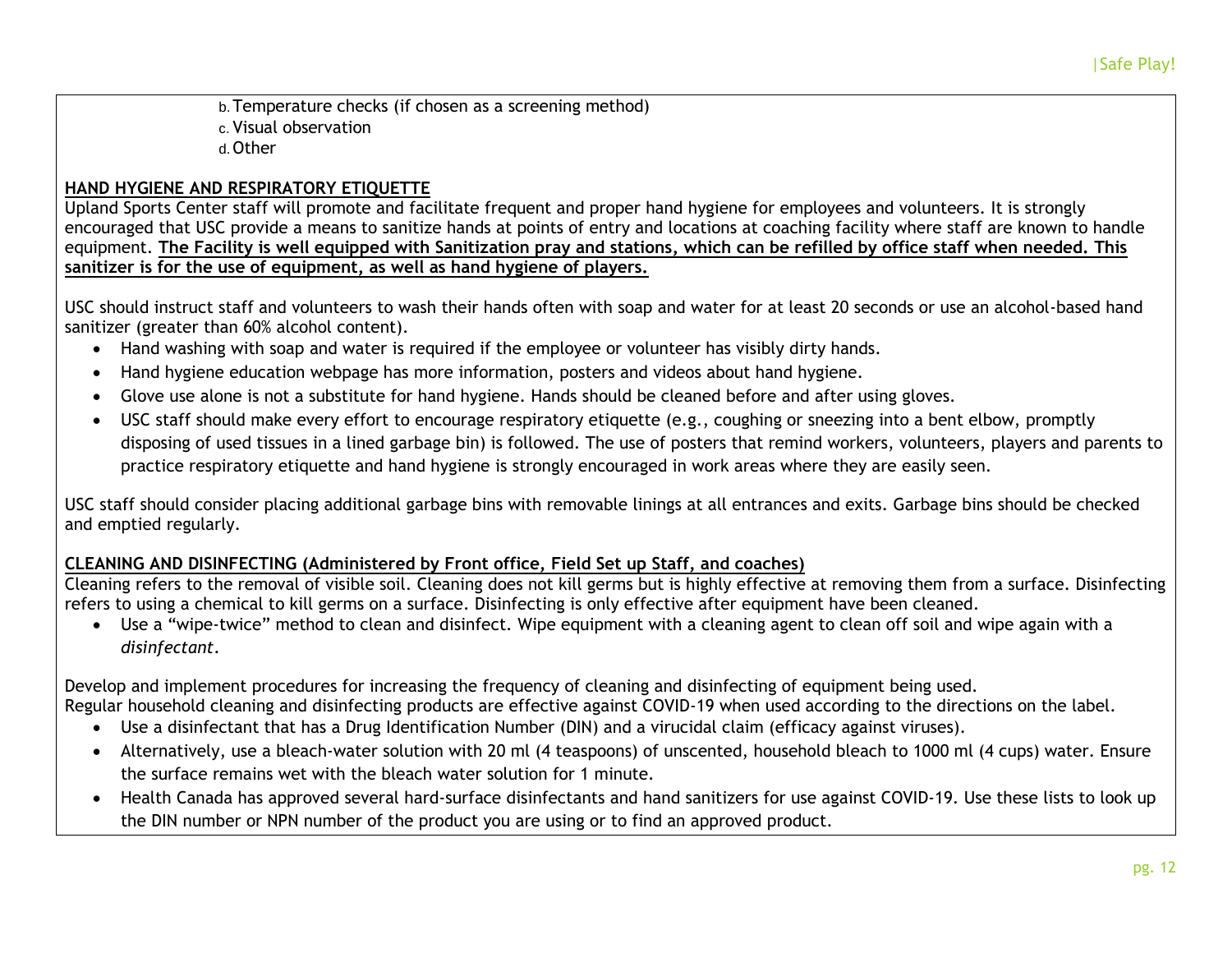b. Temperature checks (if chosen as a screening method)
c. Visual observation
d. Other

**HAND HYGIENE AND RESPIRATORY ETIQUETTE**

Upland Sports Center staff will promote and facilitate frequent and proper hand hygiene for employees and volunteers. It is strongly encouraged that USC provide a means to sanitize hands at points of entry and locations at coaching facility where staff are known to handle equipment. **The Facility is well equipped with Sanitization pray and stations, which can be refilled by office staff when needed. This sanitizer is for the use of equipment, as well as hand hygiene of players.**

USC should instruct staff and volunteers to wash their hands often with soap and water for at least 20 seconds or use an alcohol-based hand sanitizer (greater than 60% alcohol content).

- Hand washing with soap and water is required if the employee or volunteer has visibly dirty hands.
- Hand hygiene education webpage has more information, posters and videos about hand hygiene.
- Glove use alone is not a substitute for hand hygiene. Hands should be cleaned before and after using gloves.
- USC staff should make every effort to encourage respiratory etiquette (e.g., coughing or sneezing into a bent elbow, promptly disposing of used tissues in a lined garbage bin) is followed. The use of posters that remind workers, volunteers, players and parents to practice respiratory etiquette and hand hygiene is strongly encouraged in work areas where they are easily seen.

USC staff should consider placing additional garbage bins with removable linings at all entrances and exits. Garbage bins should be checked and emptied regularly.

**CLEANING AND DISINFECTING (Administered by Front office, Field Set up Staff, and coaches)**

Cleaning refers to the removal of visible soil. Cleaning does not kill germs but is highly effective at removing them from a surface. Disinfecting refers to using a chemical to kill germs on a surface. Disinfecting is only effective after equipment have been cleaned.

- Use a "wipe-twice" method to clean and disinfect. Wipe equipment with a cleaning agent to clean off soil and wipe again with a *disinfectant*.

Develop and implement procedures for increasing the frequency of cleaning and disinfecting of equipment being used.
Regular household cleaning and disinfecting products are effective against COVID-19 when used according to the directions on the label.

- Use a disinfectant that has a Drug Identification Number (DIN) and a virucidal claim (efficacy against viruses).
- Alternatively, use a bleach-water solution with 20 ml (4 teaspoons) of unscented, household bleach to 1000 ml (4 cups) water. Ensure the surface remains wet with the bleach water solution for 1 minute.
- Health Canada has approved several hard-surface disinfectants and hand sanitizers for use against COVID-19. Use these lists to look up the DIN number or NPN number of the product you are using or to find an approved product.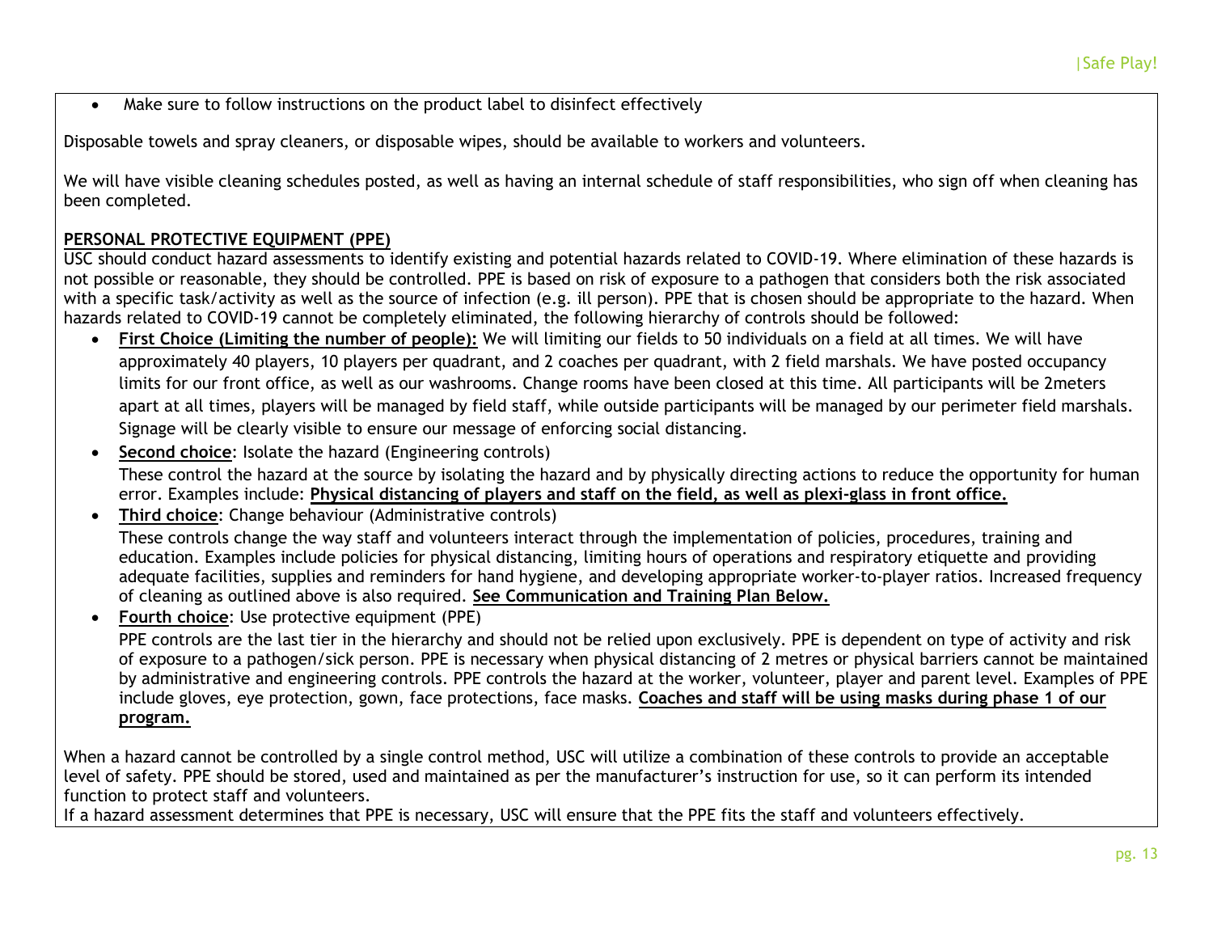- Make sure to follow instructions on the product label to disinfect effectively

Disposable towels and spray cleaners, or disposable wipes, should be available to workers and volunteers.

We will have visible cleaning schedules posted, as well as having an internal schedule of staff responsibilities, who sign off when cleaning has been completed.

**PERSONAL PROTECTIVE EQUIPMENT (PPE)**

USC should conduct hazard assessments to identify existing and potential hazards related to COVID-19. Where elimination of these hazards is not possible or reasonable, they should be controlled. PPE is based on risk of exposure to a pathogen that considers both the risk associated with a specific task/activity as well as the source of infection (e.g. ill person). PPE that is chosen should be appropriate to the hazard. When hazards related to COVID-19 cannot be completely eliminated, the following hierarchy of controls should be followed:

- **First Choice (Limiting the number of people):** We will limiting our fields to 50 individuals on a field at all times. We will have approximately 40 players, 10 players per quadrant, and 2 coaches per quadrant, with 2 field marshals. We have posted occupancy limits for our front office, as well as our washrooms. Change rooms have been closed at this time. All participants will be 2meters apart at all times, players will be managed by field staff, while outside participants will be managed by our perimeter field marshals. Signage will be clearly visible to ensure our message of enforcing social distancing.
- **Second choice**: Isolate the hazard (Engineering controls)
  These control the hazard at the source by isolating the hazard and by physically directing actions to reduce the opportunity for human error. Examples include: **Physical distancing of players and staff on the field, as well as plexi-glass in front office.**
- **Third choice**: Change behaviour (Administrative controls)
  These controls change the way staff and volunteers interact through the implementation of policies, procedures, training and education. Examples include policies for physical distancing, limiting hours of operations and respiratory etiquette and providing adequate facilities, supplies and reminders for hand hygiene, and developing appropriate worker-to-player ratios. Increased frequency of cleaning as outlined above is also required. **See Communication and Training Plan Below.**
- **Fourth choice**: Use protective equipment (PPE)
  PPE controls are the last tier in the hierarchy and should not be relied upon exclusively. PPE is dependent on type of activity and risk of exposure to a pathogen/sick person. PPE is necessary when physical distancing of 2 metres or physical barriers cannot be maintained by administrative and engineering controls. PPE controls the hazard at the worker, volunteer, player and parent level. Examples of PPE include gloves, eye protection, gown, face protections, face masks. **Coaches and staff will be using masks during phase 1 of our program.**

When a hazard cannot be controlled by a single control method, USC will utilize a combination of these controls to provide an acceptable level of safety. PPE should be stored, used and maintained as per the manufacturer's instruction for use, so it can perform its intended function to protect staff and volunteers.
If a hazard assessment determines that PPE is necessary, USC will ensure that the PPE fits the staff and volunteers effectively.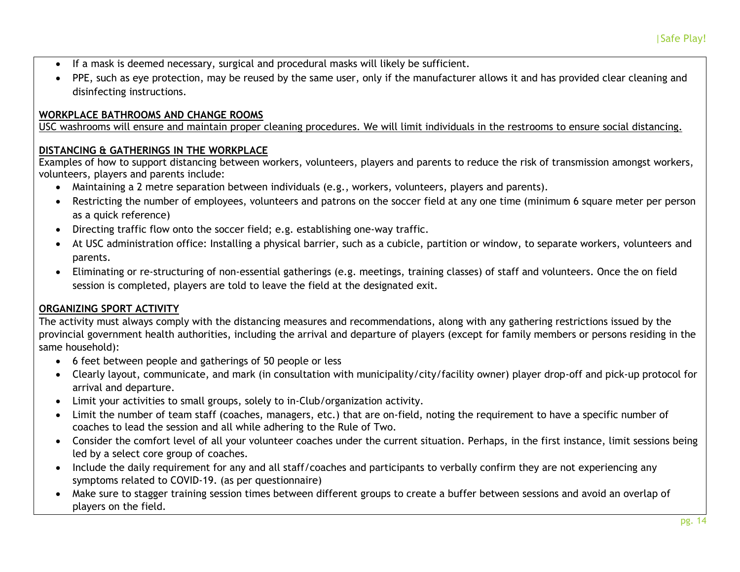- If a mask is deemed necessary, surgical and procedural masks will likely be sufficient.
- PPE, such as eye protection, may be reused by the same user, only if the manufacturer allows it and has provided clear cleaning and disinfecting instructions.

**WORKPLACE BATHROOMS AND CHANGE ROOMS**

USC washrooms will ensure and maintain proper cleaning procedures. We will limit individuals in the restrooms to ensure social distancing.

**DISTANCING & GATHERINGS IN THE WORKPLACE**

Examples of how to support distancing between workers, volunteers, players and parents to reduce the risk of transmission amongst workers, volunteers, players and parents include:

- Maintaining a 2 metre separation between individuals (e.g., workers, volunteers, players and parents).
- Restricting the number of employees, volunteers and patrons on the soccer field at any one time (minimum 6 square meter per person as a quick reference)
- Directing traffic flow onto the soccer field; e.g. establishing one-way traffic.
- At USC administration office: Installing a physical barrier, such as a cubicle, partition or window, to separate workers, volunteers and parents.
- Eliminating or re-structuring of non-essential gatherings (e.g. meetings, training classes) of staff and volunteers. Once the on field session is completed, players are told to leave the field at the designated exit.

**ORGANIZING SPORT ACTIVITY**

The activity must always comply with the distancing measures and recommendations, along with any gathering restrictions issued by the provincial government health authorities, including the arrival and departure of players (except for family members or persons residing in the same household):

- 6 feet between people and gatherings of 50 people or less
- Clearly layout, communicate, and mark (in consultation with municipality/city/facility owner) player drop-off and pick-up protocol for arrival and departure.
- Limit your activities to small groups, solely to in-Club/organization activity.
- Limit the number of team staff (coaches, managers, etc.) that are on-field, noting the requirement to have a specific number of coaches to lead the session and all while adhering to the Rule of Two.
- Consider the comfort level of all your volunteer coaches under the current situation. Perhaps, in the first instance, limit sessions being led by a select core group of coaches.
- Include the daily requirement for any and all staff/coaches and participants to verbally confirm they are not experiencing any symptoms related to COVID-19. (as per questionnaire)
- Make sure to stagger training session times between different groups to create a buffer between sessions and avoid an overlap of players on the field.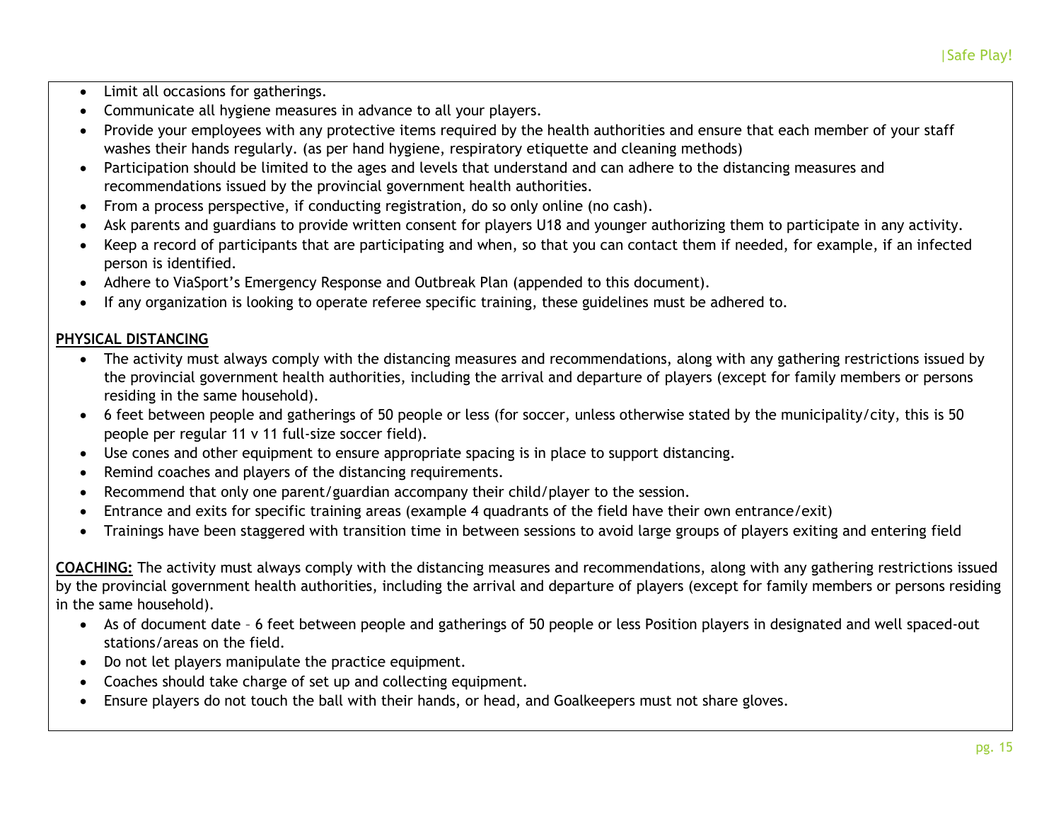- Limit all occasions for gatherings.
- Communicate all hygiene measures in advance to all your players.
- Provide your employees with any protective items required by the health authorities and ensure that each member of your staff washes their hands regularly. (as per hand hygiene, respiratory etiquette and cleaning methods)
- Participation should be limited to the ages and levels that understand and can adhere to the distancing measures and recommendations issued by the provincial government health authorities.
- From a process perspective, if conducting registration, do so only online (no cash).
- Ask parents and guardians to provide written consent for players U18 and younger authorizing them to participate in any activity.
- Keep a record of participants that are participating and when, so that you can contact them if needed, for example, if an infected person is identified.
- Adhere to ViaSport's Emergency Response and Outbreak Plan (appended to this document).
- If any organization is looking to operate referee specific training, these guidelines must be adhered to.

**PHYSICAL DISTANCING**

- The activity must always comply with the distancing measures and recommendations, along with any gathering restrictions issued by the provincial government health authorities, including the arrival and departure of players (except for family members or persons residing in the same household).
- 6 feet between people and gatherings of 50 people or less (for soccer, unless otherwise stated by the municipality/city, this is 50 people per regular 11 v 11 full-size soccer field).
- Use cones and other equipment to ensure appropriate spacing is in place to support distancing.
- Remind coaches and players of the distancing requirements.
- Recommend that only one parent/guardian accompany their child/player to the session.
- Entrance and exits for specific training areas (example 4 quadrants of the field have their own entrance/exit)
- Trainings have been staggered with transition time in between sessions to avoid large groups of players exiting and entering field

**COACHING:** The activity must always comply with the distancing measures and recommendations, along with any gathering restrictions issued by the provincial government health authorities, including the arrival and departure of players (except for family members or persons residing in the same household).

- As of document date – 6 feet between people and gatherings of 50 people or less Position players in designated and well spaced-out stations/areas on the field.
- Do not let players manipulate the practice equipment.
- Coaches should take charge of set up and collecting equipment.
- Ensure players do not touch the ball with their hands, or head, and Goalkeepers must not share gloves.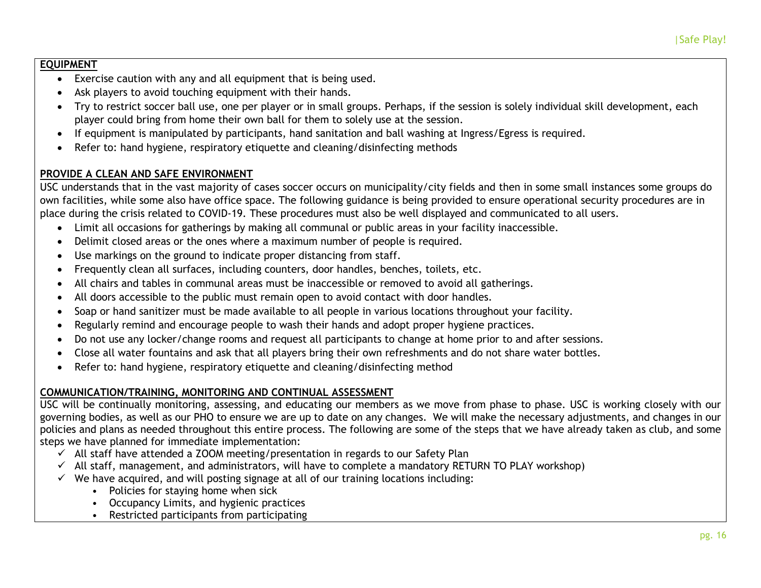**EQUIPMENT**

- Exercise caution with any and all equipment that is being used.
- Ask players to avoid touching equipment with their hands.
- Try to restrict soccer ball use, one per player or in small groups. Perhaps, if the session is solely individual skill development, each player could bring from home their own ball for them to solely use at the session.
- If equipment is manipulated by participants, hand sanitation and ball washing at Ingress/Egress is required.
- Refer to: hand hygiene, respiratory etiquette and cleaning/disinfecting methods

**PROVIDE A CLEAN AND SAFE ENVIRONMENT**

USC understands that in the vast majority of cases soccer occurs on municipality/city fields and then in some small instances some groups do own facilities, while some also have office space. The following guidance is being provided to ensure operational security procedures are in place during the crisis related to COVID-19. These procedures must also be well displayed and communicated to all users.

- Limit all occasions for gatherings by making all communal or public areas in your facility inaccessible.
- Delimit closed areas or the ones where a maximum number of people is required.
- Use markings on the ground to indicate proper distancing from staff.
- Frequently clean all surfaces, including counters, door handles, benches, toilets, etc.
- All chairs and tables in communal areas must be inaccessible or removed to avoid all gatherings.
- All doors accessible to the public must remain open to avoid contact with door handles.
- Soap or hand sanitizer must be made available to all people in various locations throughout your facility.
- Regularly remind and encourage people to wash their hands and adopt proper hygiene practices.
- Do not use any locker/change rooms and request all participants to change at home prior to and after sessions.
- Close all water fountains and ask that all players bring their own refreshments and do not share water bottles.
- Refer to: hand hygiene, respiratory etiquette and cleaning/disinfecting method

**COMMUNICATION/TRAINING, MONITORING AND CONTINUAL ASSESSMENT**

USC will be continually monitoring, assessing, and educating our members as we move from phase to phase. USC is working closely with our governing bodies, as well as our PHO to ensure we are up to date on any changes. We will make the necessary adjustments, and changes in our policies and plans as needed throughout this entire process. The following are some of the steps that we have already taken as club, and some steps we have planned for immediate implementation:

- ✓ All staff have attended a ZOOM meeting/presentation in regards to our Safety Plan
- ✓ All staff, management, and administrators, will have to complete a mandatory RETURN TO PLAY workshop)
- ✓ We have acquired, and will posting signage at all of our training locations including:
  - Policies for staying home when sick
  - Occupancy Limits, and hygienic practices
  - Restricted participants from participating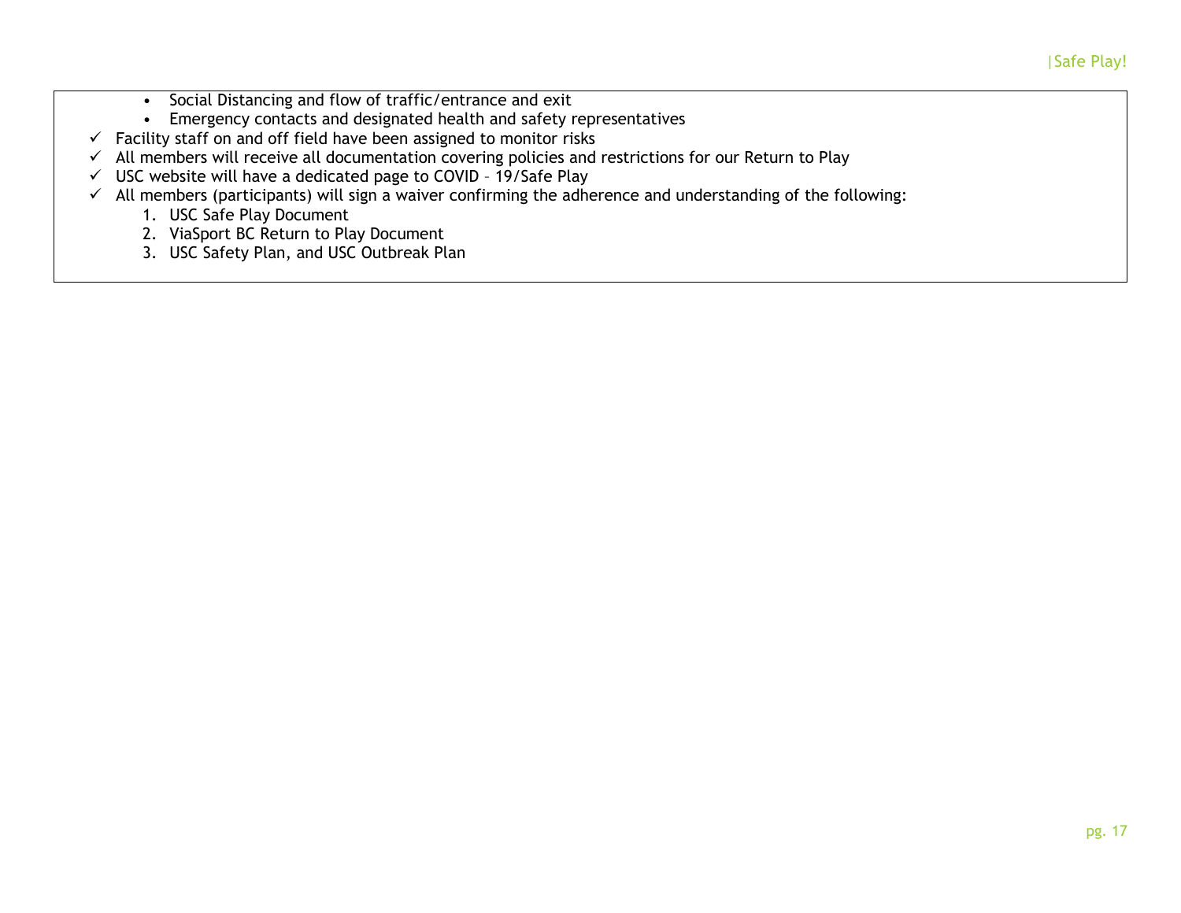- Social Distancing and flow of traffic/entrance and exit
  - Emergency contacts and designated health and safety representatives
- ✓ Facility staff on and off field have been assigned to monitor risks
- ✓ All members will receive all documentation covering policies and restrictions for our Return to Play
- ✓ USC website will have a dedicated page to COVID – 19/Safe Play
- ✓ All members (participants) will sign a waiver confirming the adherence and understanding of the following:
  1. USC Safe Play Document
  2. ViaSport BC Return to Play Document
  3. USC Safety Plan, and USC Outbreak Plan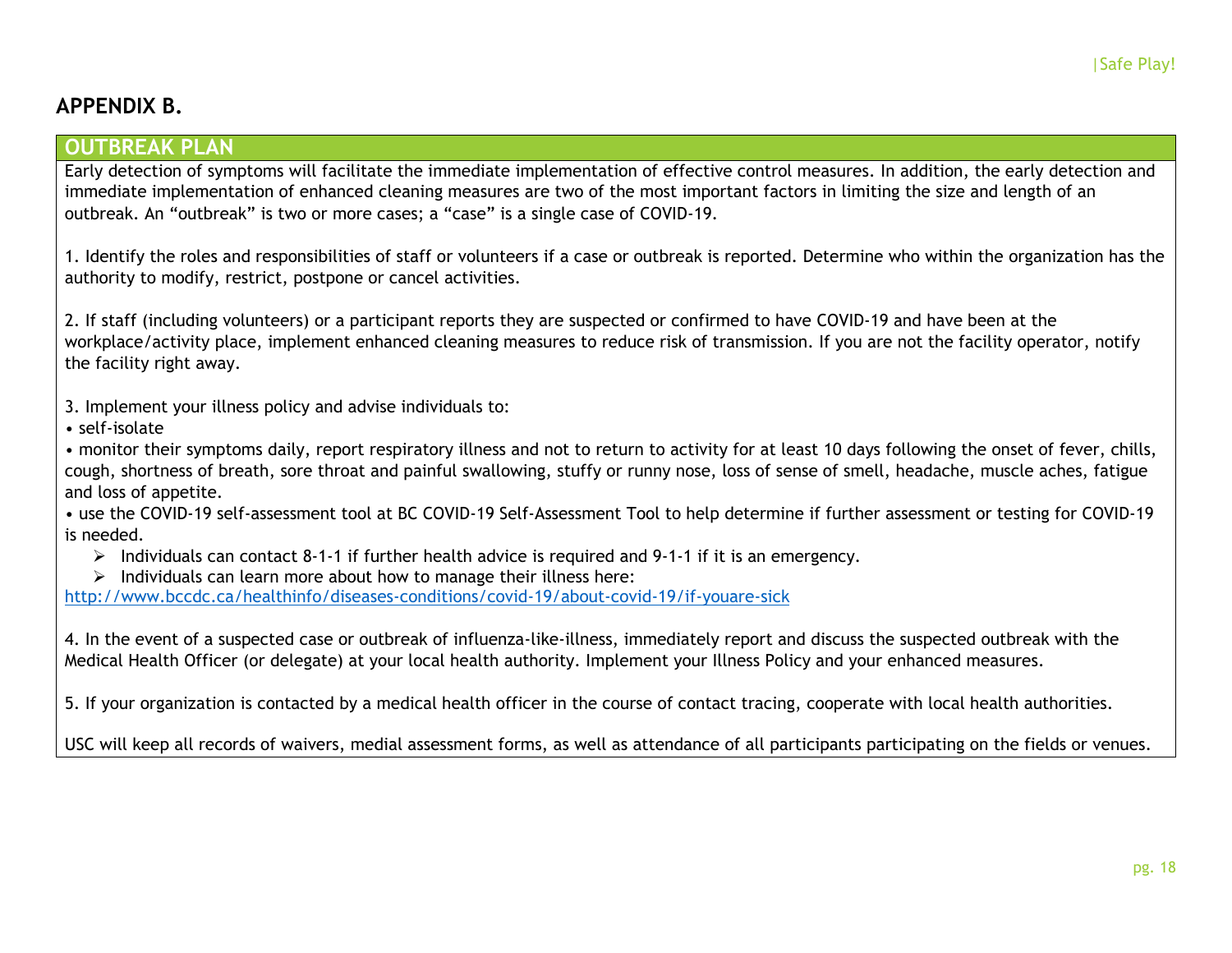## APPENDIX B.

### OUTBREAK PLAN

Early detection of symptoms will facilitate the immediate implementation of effective control measures. In addition, the early detection and immediate implementation of enhanced cleaning measures are two of the most important factors in limiting the size and length of an outbreak. An "outbreak" is two or more cases; a "case" is a single case of COVID-19.

1. Identify the roles and responsibilities of staff or volunteers if a case or outbreak is reported. Determine who within the organization has the authority to modify, restrict, postpone or cancel activities.

2. If staff (including volunteers) or a participant reports they are suspected or confirmed to have COVID-19 and have been at the workplace/activity place, implement enhanced cleaning measures to reduce risk of transmission. If you are not the facility operator, notify the facility right away.

3. Implement your illness policy and advise individuals to:

- self-isolate
- monitor their symptoms daily, report respiratory illness and not to return to activity for at least 10 days following the onset of fever, chills, cough, shortness of breath, sore throat and painful swallowing, stuffy or runny nose, loss of sense of smell, headache, muscle aches, fatigue and loss of appetite.
- use the COVID-19 self-assessment tool at BC COVID-19 Self-Assessment Tool to help determine if further assessment or testing for COVID-19 is needed.
  - Individuals can contact 8-1-1 if further health advice is required and 9-1-1 if it is an emergency.
  - Individuals can learn more about how to manage their illness here:

http://www.bccdc.ca/healthinfo/diseases-conditions/covid-19/about-covid-19/if-youare-sick

4. In the event of a suspected case or outbreak of influenza-like-illness, immediately report and discuss the suspected outbreak with the Medical Health Officer (or delegate) at your local health authority. Implement your Illness Policy and your enhanced measures.

5. If your organization is contacted by a medical health officer in the course of contact tracing, cooperate with local health authorities.

USC will keep all records of waivers, medial assessment forms, as well as attendance of all participants participating on the fields or venues.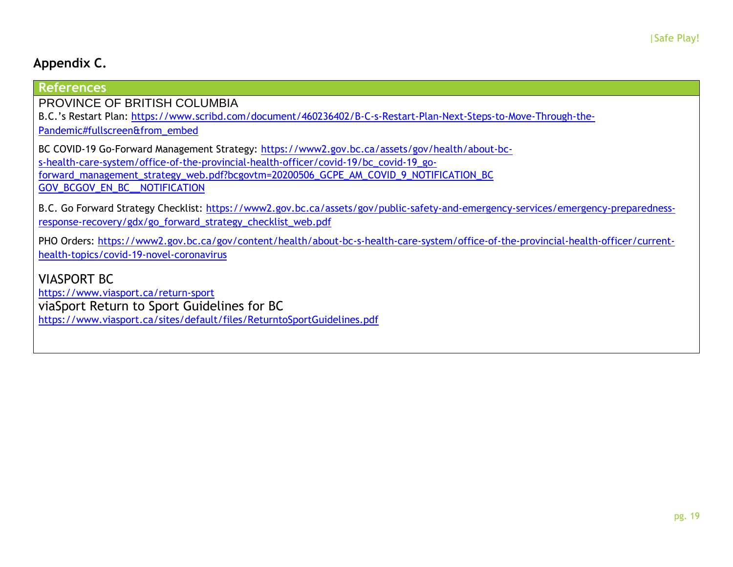## Appendix C.

### References

PROVINCE OF BRITISH COLUMBIA

B.C.'s Restart Plan: https://www.scribd.com/document/460236402/B-C-s-Restart-Plan-Next-Steps-to-Move-Through-the-Pandemic#fullscreen&from_embed

BC COVID-19 Go-Forward Management Strategy: https://www2.gov.bc.ca/assets/gov/health/about-bc-s-health-care-system/office-of-the-provincial-health-officer/covid-19/bc_covid-19_go-forward_management_strategy_web.pdf?bcgovtm=20200506_GCPE_AM_COVID_9_NOTIFICATION_BCGOV_BCGOV_EN_BC__NOTIFICATION

B.C. Go Forward Strategy Checklist: https://www2.gov.bc.ca/assets/gov/public-safety-and-emergency-services/emergency-preparedness-response-recovery/gdx/go_forward_strategy_checklist_web.pdf

PHO Orders: https://www2.gov.bc.ca/gov/content/health/about-bc-s-health-care-system/office-of-the-provincial-health-officer/current-health-topics/covid-19-novel-coronavirus

VIASPORT BC

https://www.viasport.ca/return-sport

viaSport Return to Sport Guidelines for BC

https://www.viasport.ca/sites/default/files/ReturntoSportGuidelines.pdf